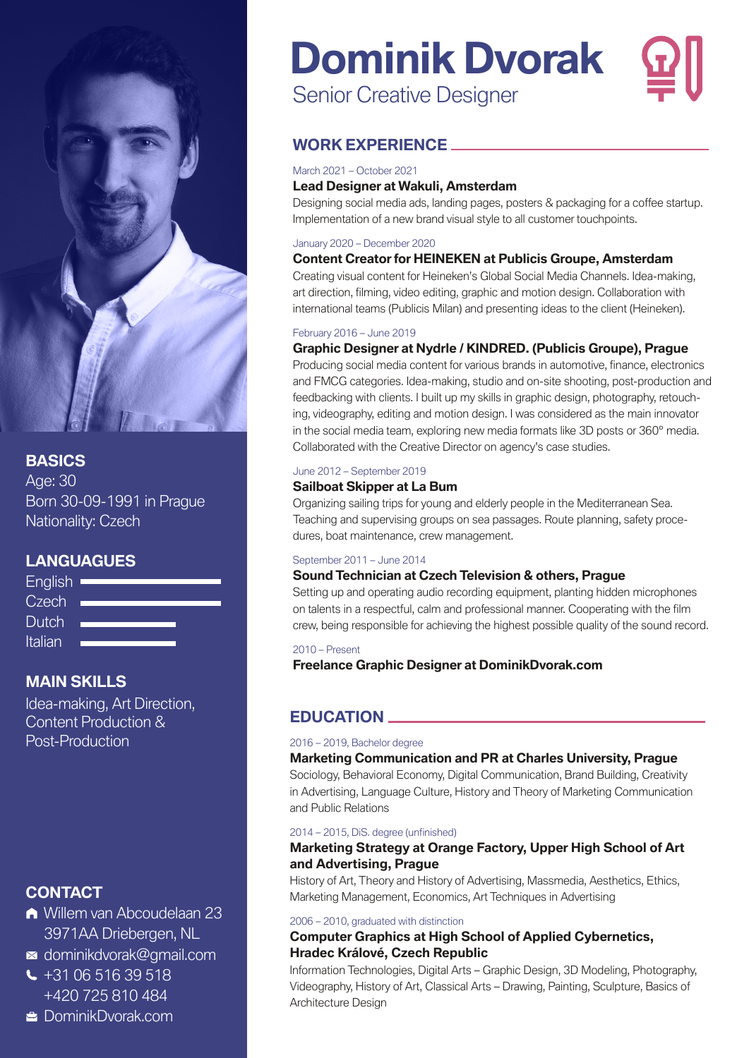# Dominik Dvorak

Senior Creative Designer

## BASICS

Age: 30
Born 30-09-1991 in Prague
Nationality: Czech

## LANGUAGES

- English
- Czech
- Dutch
- Italian

## MAIN SKILLS

Idea-making, Art Direction, Content Production & Post-Production

## CONTACT

- Willem van Abcoudelaan 23
  3971AA Driebergen, NL
- dominikdvorak@gmail.com
- +31 06 516 39 518
  +420 725 810 484
- DominikDvorak.com

## WORK EXPERIENCE

March 2021 – October 2021

**Lead Designer at Wakuli, Amsterdam**

Designing social media ads, landing pages, posters & packaging for a coffee startup. Implementation of a new brand visual style to all customer touchpoints.

January 2020 – December 2020

**Content Creator for HEINEKEN at Publicis Groupe, Amsterdam**

Creating visual content for Heineken's Global Social Media Channels. Idea-making, art direction, filming, video editing, graphic and motion design. Collaboration with international teams (Publicis Milan) and presenting ideas to the client (Heineken).

February 2016 – June 2019

**Graphic Designer at Nydrle / KINDRED. (Publicis Groupe), Prague**

Producing social media content for various brands in automotive, finance, electronics and FMCG categories. Idea-making, studio and on-site shooting, post-production and feedbacking with clients. I built up my skills in graphic design, photography, retouching, videography, editing and motion design. I was considered as the main innovator in the social media team, exploring new media formats like 3D posts or 360° media. Collaborated with the Creative Director on agency's case studies.

June 2012 – September 2019

**Sailboat Skipper at La Bum**

Organizing sailing trips for young and elderly people in the Mediterranean Sea. Teaching and supervising groups on sea passages. Route planning, safety procedures, boat maintenance, crew management.

September 2011 – June 2014

**Sound Technician at Czech Television & others, Prague**

Setting up and operating audio recording equipment, planting hidden microphones on talents in a respectful, calm and professional manner. Cooperating with the film crew, being responsible for achieving the highest possible quality of the sound record.

2010 – Present

**Freelance Graphic Designer at DominikDvorak.com**

## EDUCATION

2016 – 2019, Bachelor degree

**Marketing Communication and PR at Charles University, Prague**

Sociology, Behavioral Economy, Digital Communication, Brand Building, Creativity in Advertising, Language Culture, History and Theory of Marketing Communication and Public Relations

2014 – 2015, DiS. degree (unfinished)

**Marketing Strategy at Orange Factory, Upper High School of Art and Advertising, Prague**

History of Art, Theory and History of Advertising, Massmedia, Aesthetics, Ethics, Marketing Management, Economics, Art Techniques in Advertising

2006 – 2010, graduated with distinction

**Computer Graphics at High School of Applied Cybernetics, Hradec Králové, Czech Republic**

Information Technologies, Digital Arts – Graphic Design, 3D Modeling, Photography, Videography, History of Art, Classical Arts – Drawing, Painting, Sculpture, Basics of Architecture Design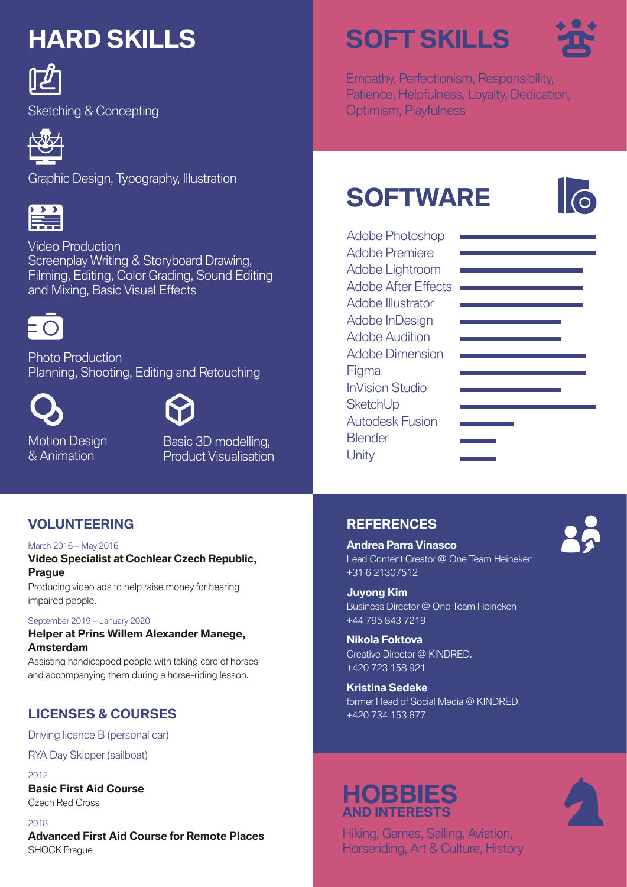# HARD SKILLS

Sketching & Concepting

Graphic Design, Typography, Illustration

Video Production
Screenplay Writing & Storyboard Drawing, Filming, Editing, Color Grading, Sound Editing and Mixing, Basic Visual Effects

Photo Production
Planning, Shooting, Editing and Retouching

Motion Design & Animation

Basic 3D modelling, Product Visualisation

# SOFT SKILLS

Empathy, Perfectionism, Responsibility, Patience, Helpfulness, Loyalty, Dedication, Optimism, Playfulness

# SOFTWARE

Adobe Photoshop
Adobe Premiere
Adobe Lightroom
Adobe After Effects
Adobe Illustrator
Adobe InDesign
Adobe Audition
Adobe Dimension
Figma
InVision Studio
SketchUp
Autodesk Fusion
Blender
Unity

## VOLUNTEERING

March 2016 – May 2016

**Video Specialist at Cochlear Czech Republic, Prague**

Producing video ads to help raise money for hearing impaired people.

September 2019 – January 2020

**Helper at Prins Willem Alexander Manege, Amsterdam**

Assisting handicapped people with taking care of horses and accompanying them during a horse-riding lesson.

## LICENSES & COURSES

Driving licence B (personal car)

RYA Day Skipper (sailboat)

2012
**Basic First Aid Course**
Czech Red Cross

2018
**Advanced First Aid Course for Remote Places**
SHOCK Prague

## REFERENCES

**Andrea Parra Vinasco**
Lead Content Creator @ One Team Heineken
+31 6 21307512

**Juyong Kim**
Business Director @ One Team Heineken
+44 795 843 7219

**Nikola Foktova**
Creative Director @ KINDRED.
+420 723 158 921

**Kristina Sedeke**
former Head of Social Media @ KINDRED.
+420 734 153 677

# HOBBIES AND INTERESTS

Hiking, Games, Sailing, Aviation, Horseriding, Art & Culture, History